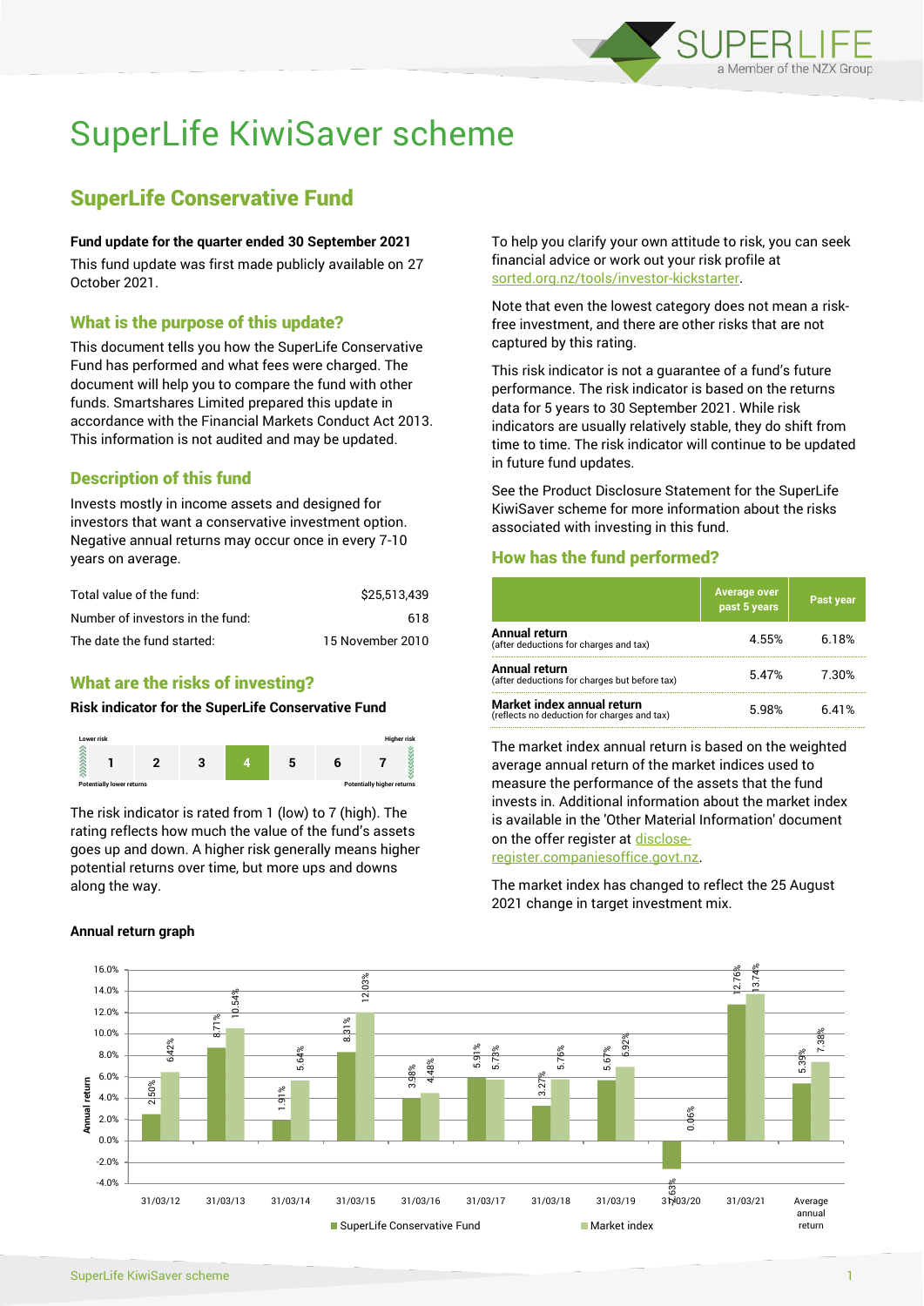# SuperLife KiwiSaver scheme

## SuperLife Conservative Fund

**Fund update for the quarter ended 30 September 2021**

This fund update was first made publicly available on 27 October 2021.

### What is the purpose of this update?

This document tells you how the SuperLife Conservative Fund has performed and what fees were charged. The document will help you to compare the fund with other funds. Smartshares Limited prepared this update in accordance with the Financial Markets Conduct Act 2013. This information is not audited and may be updated.

### Description of this fund

Invests mostly in income assets and designed for investors that want a conservative investment option. Negative annual returns may occur once in every 7-10 years on average.

| | |
|---|---|
| Total value of the fund: | $25,513,439 |
| Number of investors in the fund: | 618 |
| The date the fund started: | 15 November 2010 |

### What are the risks of investing?

**Risk indicator for the SuperLife Conservative Fund**

| Lower risk | | | | | | Higher risk |
|---|---|---|---|---|---|---|
| 1 | 2 | 3 | **4** | 5 | 6 | 7 |
| Potentially lower returns | | | | | | Potentially higher returns |

The risk indicator is rated from 1 (low) to 7 (high). The rating reflects how much the value of the fund's assets goes up and down. A higher risk generally means higher potential returns over time, but more ups and downs along the way.

To help you clarify your own attitude to risk, you can seek financial advice or work out your risk profile at sorted.org.nz/tools/investor-kickstarter.

Note that even the lowest category does not mean a risk-free investment, and there are other risks that are not captured by this rating.

This risk indicator is not a guarantee of a fund's future performance. The risk indicator is based on the returns data for 5 years to 30 September 2021. While risk indicators are usually relatively stable, they do shift from time to time. The risk indicator will continue to be updated in future fund updates.

See the Product Disclosure Statement for the SuperLife KiwiSaver scheme for more information about the risks associated with investing in this fund.

### How has the fund performed?

| | Average over past 5 years | Past year |
|---|---|---|
| **Annual return** (after deductions for charges and tax) | 4.55% | 6.18% |
| **Annual return** (after deductions for charges but before tax) | 5.47% | 7.30% |
| **Market index annual return** (reflects no deduction for charges and tax) | 5.98% | 6.41% |

The market index annual return is based on the weighted average annual return of the market indices used to measure the performance of the assets that the fund invests in. Additional information about the market index is available in the 'Other Material Information' document on the offer register at disclose-register.companiesoffice.govt.nz.

The market index has changed to reflect the 25 August 2021 change in target investment mix.

**Annual return graph**

| | SuperLife Conservative Fund | Market index |
|---|---|---|
| 31/03/12 | 2.50% | 6.42% |
| 31/03/13 | 8.71% | 10.54% |
| 31/03/14 | 1.91% | 5.64% |
| 31/03/15 | 8.31% | 12.03% |
| 31/03/16 | 3.98% | 4.48% |
| 31/03/17 | 5.91% | 5.73% |
| 31/03/18 | 3.27% | 5.76% |
| 31/03/19 | 5.67% | 6.92% |
| 31/03/20 | -2.63% | 0.06% |
| 31/03/21 | 12.76% | 13.74% |
| Average annual return | 5.39% | 7.38% |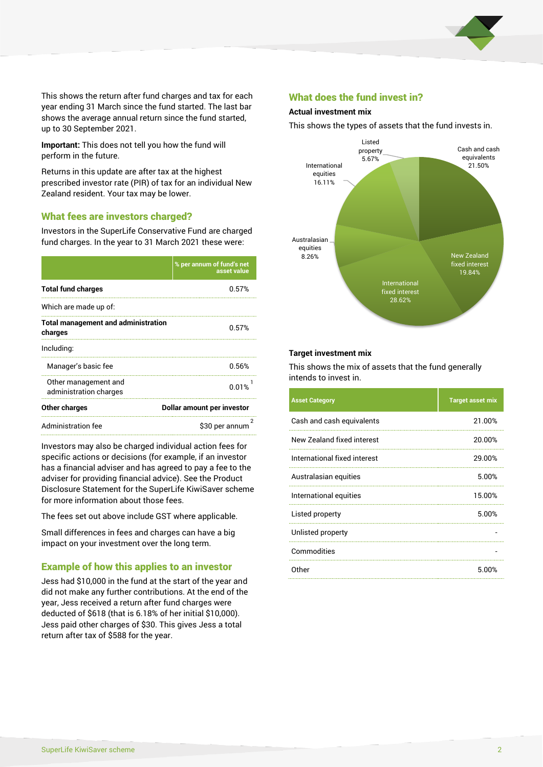This shows the return after fund charges and tax for each year ending 31 March since the fund started. The last bar shows the average annual return since the fund started, up to 30 September 2021.

**Important:** This does not tell you how the fund will perform in the future.

Returns in this update are after tax at the highest prescribed investor rate (PIR) of tax for an individual New Zealand resident. Your tax may be lower.

## What fees are investors charged?

Investors in the SuperLife Conservative Fund are charged fund charges. In the year to 31 March 2021 these were:

| | % per annum of fund's net asset value |
|---|---|
| **Total fund charges** | 0.57% |
| Which are made up of: | |
| **Total management and administration charges** | 0.57% |
| Including: | |
| Manager's basic fee | 0.56% |
| Other management and administration charges | 0.01% [1] |
| **Other charges** | **Dollar amount per investor** |
| Administration fee | $30 per annum [2] |

Investors may also be charged individual action fees for specific actions or decisions (for example, if an investor has a financial adviser and has agreed to pay a fee to the adviser for providing financial advice). See the Product Disclosure Statement for the SuperLife KiwiSaver scheme for more information about those fees.

The fees set out above include GST where applicable.

Small differences in fees and charges can have a big impact on your investment over the long term.

## Example of how this applies to an investor

Jess had $10,000 in the fund at the start of the year and did not make any further contributions. At the end of the year, Jess received a return after fund charges were deducted of $618 (that is 6.18% of her initial $10,000). Jess paid other charges of $30. This gives Jess a total return after tax of $588 for the year.

## What does the fund invest in?

### Actual investment mix

This shows the types of assets that the fund invests in.

| Asset | % |
|---|---|
| Cash and cash equivalents | 21.50% |
| New Zealand fixed interest | 19.84% |
| International fixed interest | 28.62% |
| Australasian equities | 8.26% |
| International equities | 16.11% |
| Listed property | 5.67% |

### Target investment mix

This shows the mix of assets that the fund generally intends to invest in.

| Asset Category | Target asset mix |
|---|---|
| Cash and cash equivalents | 21.00% |
| New Zealand fixed interest | 20.00% |
| International fixed interest | 29.00% |
| Australasian equities | 5.00% |
| International equities | 15.00% |
| Listed property | 5.00% |
| Unlisted property | - |
| Commodities | - |
| Other | 5.00% |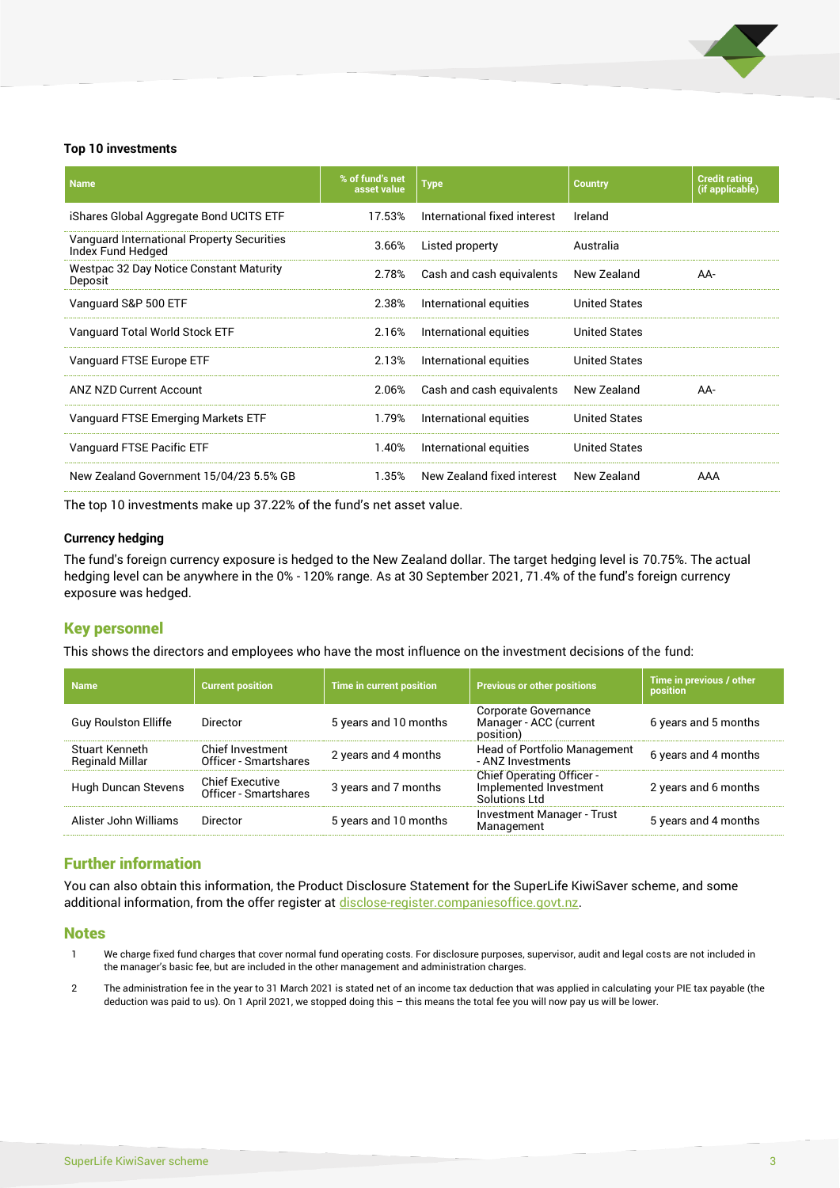### Top 10 investments

| Name | % of fund's net asset value | Type | Country | Credit rating (if applicable) |
|---|---|---|---|---|
| iShares Global Aggregate Bond UCITS ETF | 17.53% | International fixed interest | Ireland | |
| Vanguard International Property Securities Index Fund Hedged | 3.66% | Listed property | Australia | |
| Westpac 32 Day Notice Constant Maturity Deposit | 2.78% | Cash and cash equivalents | New Zealand | AA- |
| Vanguard S&P 500 ETF | 2.38% | International equities | United States | |
| Vanguard Total World Stock ETF | 2.16% | International equities | United States | |
| Vanguard FTSE Europe ETF | 2.13% | International equities | United States | |
| ANZ NZD Current Account | 2.06% | Cash and cash equivalents | New Zealand | AA- |
| Vanguard FTSE Emerging Markets ETF | 1.79% | International equities | United States | |
| Vanguard FTSE Pacific ETF | 1.40% | International equities | United States | |
| New Zealand Government 15/04/23 5.5% GB | 1.35% | New Zealand fixed interest | New Zealand | AAA |

The top 10 investments make up 37.22% of the fund's net asset value.

### Currency hedging

The fund's foreign currency exposure is hedged to the New Zealand dollar. The target hedging level is 70.75%. The actual hedging level can be anywhere in the 0% - 120% range. As at 30 September 2021, 71.4% of the fund's foreign currency exposure was hedged.

## Key personnel

This shows the directors and employees who have the most influence on the investment decisions of the fund:

| Name | Current position | Time in current position | Previous or other positions | Time in previous / other position |
|---|---|---|---|---|
| Guy Roulston Elliffe | Director | 5 years and 10 months | Corporate Governance Manager - ACC (current position) | 6 years and 5 months |
| Stuart Kenneth Reginald Millar | Chief Investment Officer - Smartshares | 2 years and 4 months | Head of Portfolio Management - ANZ Investments | 6 years and 4 months |
| Hugh Duncan Stevens | Chief Executive Officer - Smartshares | 3 years and 7 months | Chief Operating Officer - Implemented Investment Solutions Ltd | 2 years and 6 months |
| Alister John Williams | Director | 5 years and 10 months | Investment Manager - Trust Management | 5 years and 4 months |

## Further information

You can also obtain this information, the Product Disclosure Statement for the SuperLife KiwiSaver scheme, and some additional information, from the offer register at disclose-register.companiesoffice.govt.nz.

## Notes

1. We charge fixed fund charges that cover normal fund operating costs. For disclosure purposes, supervisor, audit and legal costs are not included in the manager's basic fee, but are included in the other management and administration charges.
2. The administration fee in the year to 31 March 2021 is stated net of an income tax deduction that was applied in calculating your PIE tax payable (the deduction was paid to us). On 1 April 2021, we stopped doing this – this means the total fee you will now pay us will be lower.